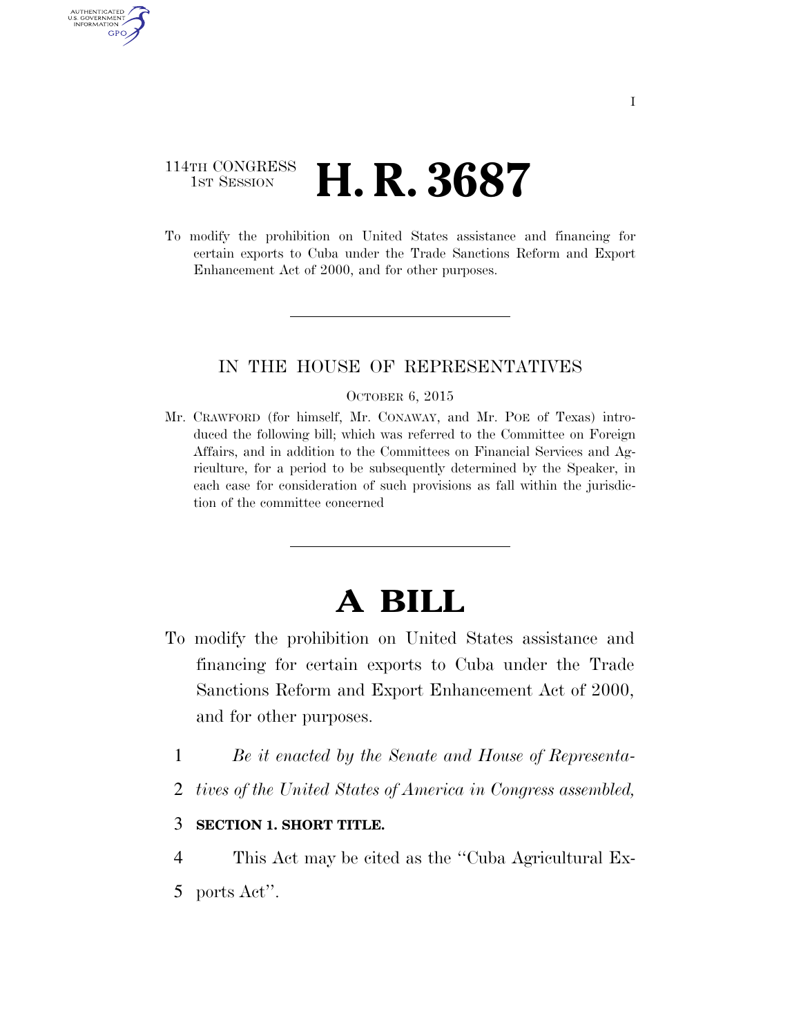114TH CONGRESS
1ST SESSION

# H. R. 3687

To modify the prohibition on United States assistance and financing for certain exports to Cuba under the Trade Sanctions Reform and Export Enhancement Act of 2000, and for other purposes.

---

IN THE HOUSE OF REPRESENTATIVES

OCTOBER 6, 2015

Mr. CRAWFORD (for himself, Mr. CONAWAY, and Mr. POE of Texas) introduced the following bill; which was referred to the Committee on Foreign Affairs, and in addition to the Committees on Financial Services and Agriculture, for a period to be subsequently determined by the Speaker, in each case for consideration of such provisions as fall within the jurisdiction of the committee concerned

---

# A BILL

To modify the prohibition on United States assistance and financing for certain exports to Cuba under the Trade Sanctions Reform and Export Enhancement Act of 2000, and for other purposes.

1 *Be it enacted by the Senate and House of Representa-*
2 *tives of the United States of America in Congress assembled,*

3 **SECTION 1. SHORT TITLE.**

4 This Act may be cited as the "Cuba Agricultural Ex-
5 ports Act".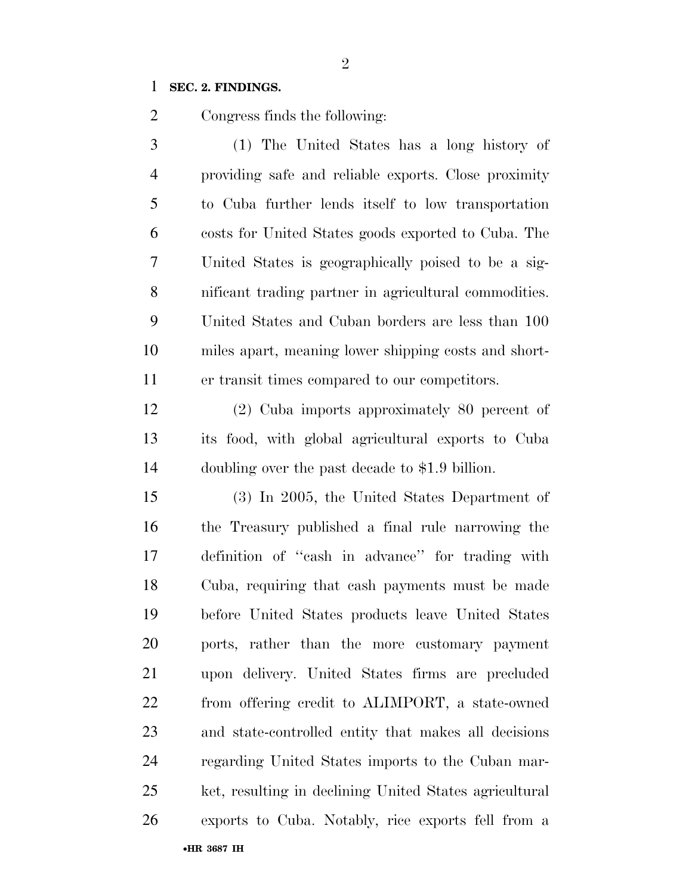**SEC. 2. FINDINGS.**

Congress finds the following:

(1) The United States has a long history of providing safe and reliable exports. Close proximity to Cuba further lends itself to low transportation costs for United States goods exported to Cuba. The United States is geographically poised to be a significant trading partner in agricultural commodities. United States and Cuban borders are less than 100 miles apart, meaning lower shipping costs and shorter transit times compared to our competitors.

(2) Cuba imports approximately 80 percent of its food, with global agricultural exports to Cuba doubling over the past decade to $1.9 billion.

(3) In 2005, the United States Department of the Treasury published a final rule narrowing the definition of "cash in advance" for trading with Cuba, requiring that cash payments must be made before United States products leave United States ports, rather than the more customary payment upon delivery. United States firms are precluded from offering credit to ALIMPORT, a state-owned and state-controlled entity that makes all decisions regarding United States imports to the Cuban market, resulting in declining United States agricultural exports to Cuba. Notably, rice exports fell from a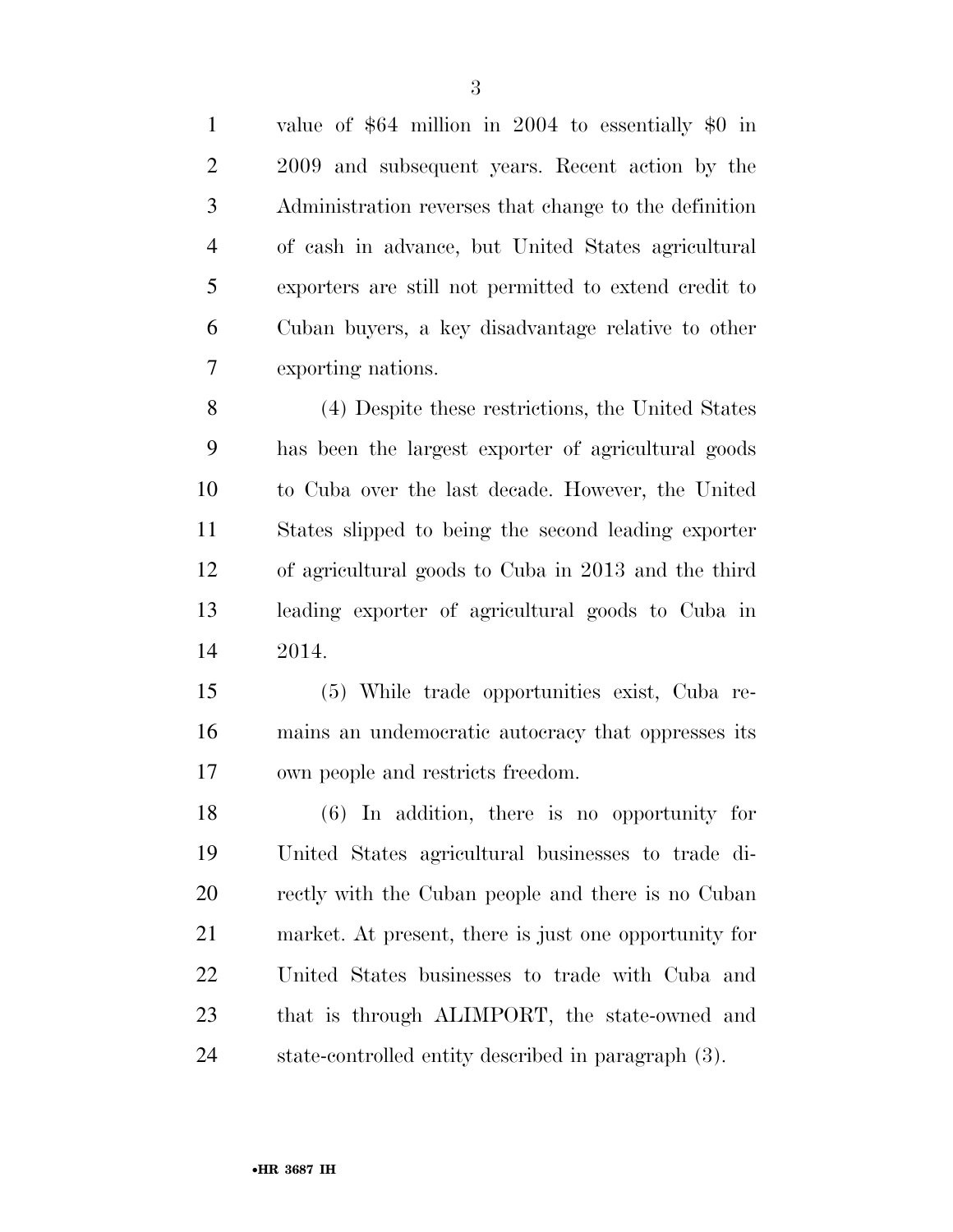value of $64 million in 2004 to essentially $0 in 2009 and subsequent years. Recent action by the Administration reverses that change to the definition of cash in advance, but United States agricultural exporters are still not permitted to extend credit to Cuban buyers, a key disadvantage relative to other exporting nations.

(4) Despite these restrictions, the United States has been the largest exporter of agricultural goods to Cuba over the last decade. However, the United States slipped to being the second leading exporter of agricultural goods to Cuba in 2013 and the third leading exporter of agricultural goods to Cuba in 2014.

(5) While trade opportunities exist, Cuba remains an undemocratic autocracy that oppresses its own people and restricts freedom.

(6) In addition, there is no opportunity for United States agricultural businesses to trade directly with the Cuban people and there is no Cuban market. At present, there is just one opportunity for United States businesses to trade with Cuba and that is through ALIMPORT, the state-owned and state-controlled entity described in paragraph (3).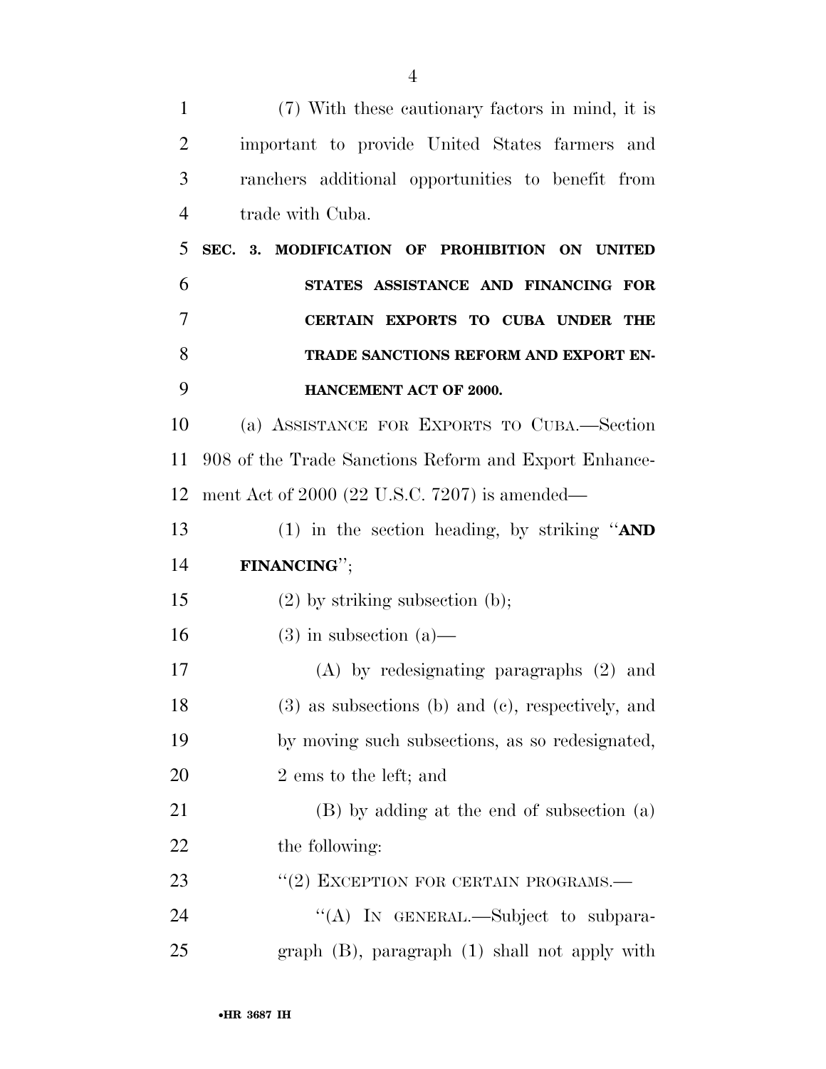(7) With these cautionary factors in mind, it is important to provide United States farmers and ranchers additional opportunities to benefit from trade with Cuba.

**SEC. 3. MODIFICATION OF PROHIBITION ON UNITED STATES ASSISTANCE AND FINANCING FOR CERTAIN EXPORTS TO CUBA UNDER THE TRADE SANCTIONS REFORM AND EXPORT ENHANCEMENT ACT OF 2000.**

(a) ASSISTANCE FOR EXPORTS TO CUBA.—Section 908 of the Trade Sanctions Reform and Export Enhancement Act of 2000 (22 U.S.C. 7207) is amended—

(1) in the section heading, by striking "**AND FINANCING**";

(2) by striking subsection (b);

(3) in subsection (a)—

(A) by redesignating paragraphs (2) and (3) as subsections (b) and (c), respectively, and by moving such subsections, as so redesignated, 2 ems to the left; and

(B) by adding at the end of subsection (a) the following:

"(2) EXCEPTION FOR CERTAIN PROGRAMS.—

"(A) IN GENERAL.—Subject to subparagraph (B), paragraph (1) shall not apply with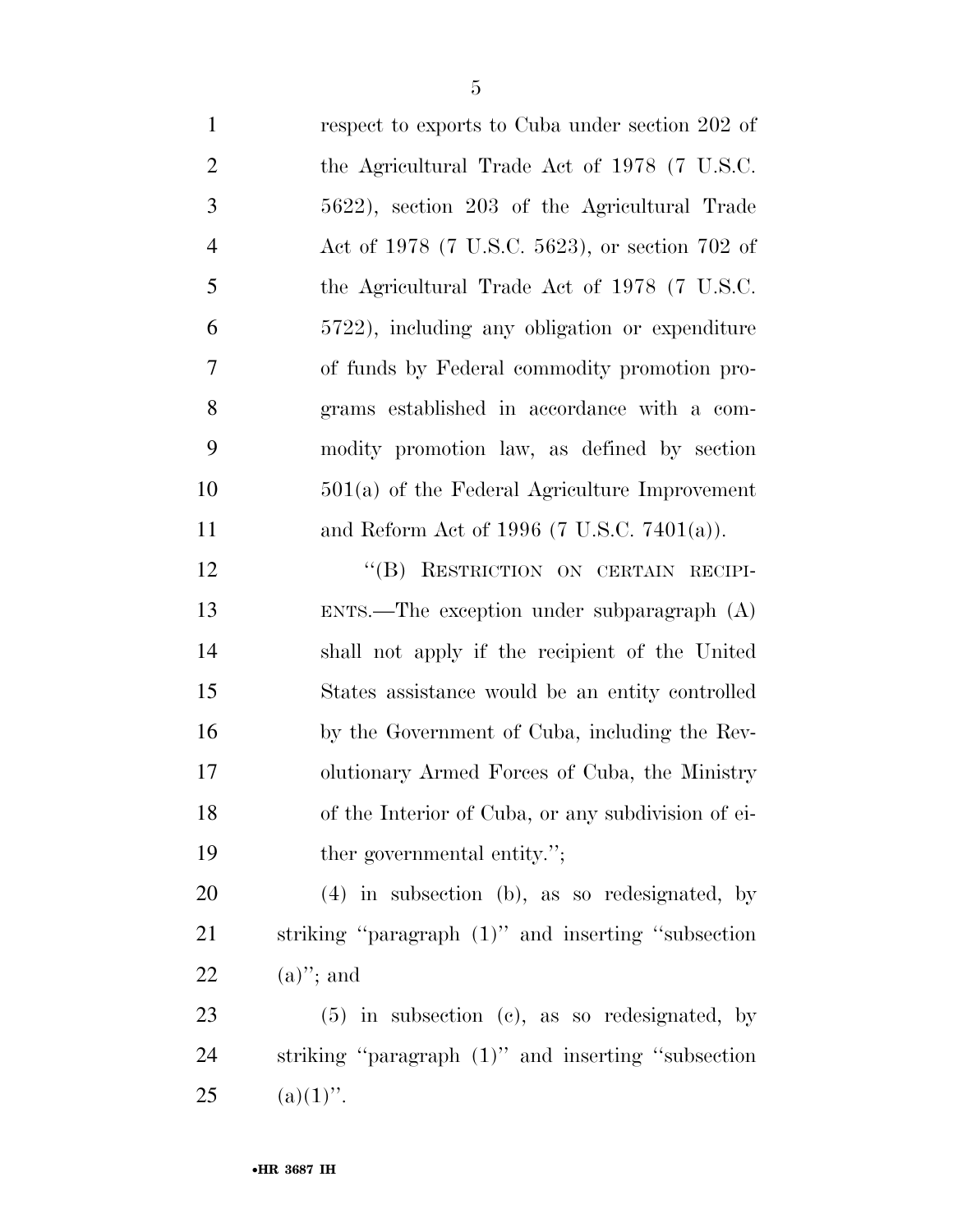respect to exports to Cuba under section 202 of the Agricultural Trade Act of 1978 (7 U.S.C. 5622), section 203 of the Agricultural Trade Act of 1978 (7 U.S.C. 5623), or section 702 of the Agricultural Trade Act of 1978 (7 U.S.C. 5722), including any obligation or expenditure of funds by Federal commodity promotion programs established in accordance with a commodity promotion law, as defined by section 501(a) of the Federal Agriculture Improvement and Reform Act of 1996 (7 U.S.C. 7401(a)).

"(B) RESTRICTION ON CERTAIN RECIPIENTS.—The exception under subparagraph (A) shall not apply if the recipient of the United States assistance would be an entity controlled by the Government of Cuba, including the Revolutionary Armed Forces of Cuba, the Ministry of the Interior of Cuba, or any subdivision of either governmental entity.";

(4) in subsection (b), as so redesignated, by striking "paragraph (1)" and inserting "subsection (a)"; and

(5) in subsection (c), as so redesignated, by striking "paragraph (1)" and inserting "subsection (a)(1)".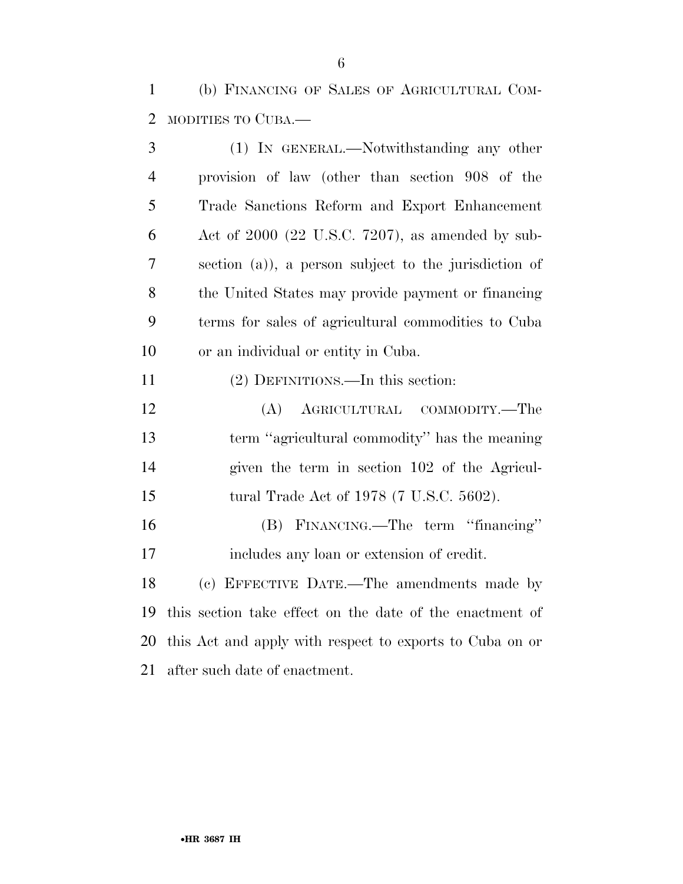(b) FINANCING OF SALES OF AGRICULTURAL COMMODITIES TO CUBA.—

(1) IN GENERAL.—Notwithstanding any other provision of law (other than section 908 of the Trade Sanctions Reform and Export Enhancement Act of 2000 (22 U.S.C. 7207), as amended by subsection (a)), a person subject to the jurisdiction of the United States may provide payment or financing terms for sales of agricultural commodities to Cuba or an individual or entity in Cuba.

(2) DEFINITIONS.—In this section:

(A) AGRICULTURAL COMMODITY.—The term ''agricultural commodity'' has the meaning given the term in section 102 of the Agricultural Trade Act of 1978 (7 U.S.C. 5602).

(B) FINANCING.—The term ''financing'' includes any loan or extension of credit.

(c) EFFECTIVE DATE.—The amendments made by this section take effect on the date of the enactment of this Act and apply with respect to exports to Cuba on or after such date of enactment.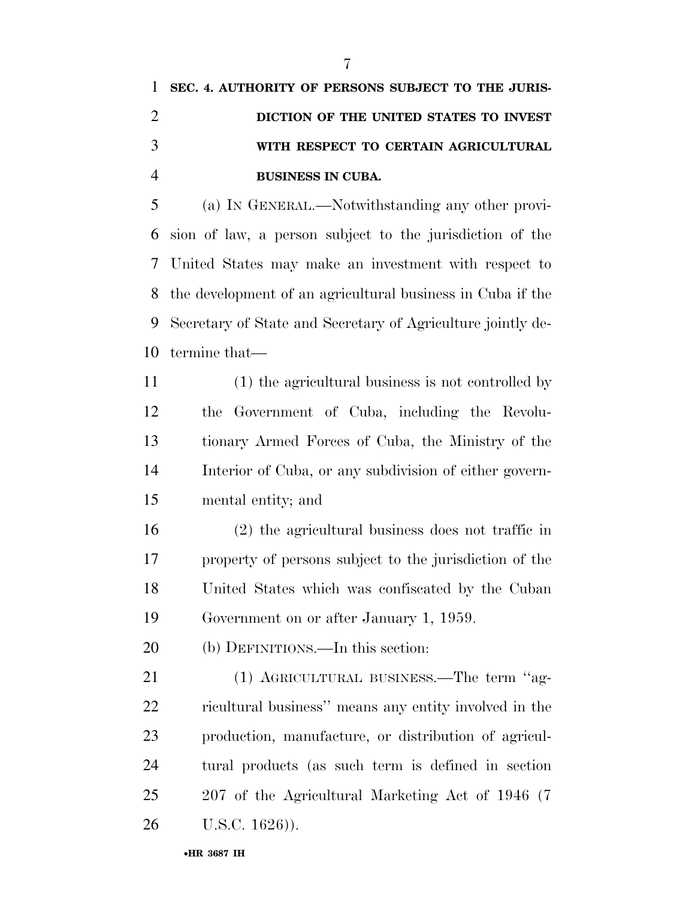**SEC. 4. AUTHORITY OF PERSONS SUBJECT TO THE JURISDICTION OF THE UNITED STATES TO INVEST WITH RESPECT TO CERTAIN AGRICULTURAL BUSINESS IN CUBA.**

(a) IN GENERAL.—Notwithstanding any other provision of law, a person subject to the jurisdiction of the United States may make an investment with respect to the development of an agricultural business in Cuba if the Secretary of State and Secretary of Agriculture jointly determine that—

(1) the agricultural business is not controlled by the Government of Cuba, including the Revolutionary Armed Forces of Cuba, the Ministry of the Interior of Cuba, or any subdivision of either governmental entity; and

(2) the agricultural business does not traffic in property of persons subject to the jurisdiction of the United States which was confiscated by the Cuban Government on or after January 1, 1959.

(b) DEFINITIONS.—In this section:

(1) AGRICULTURAL BUSINESS.—The term ''agricultural business'' means any entity involved in the production, manufacture, or distribution of agricultural products (as such term is defined in section 207 of the Agricultural Marketing Act of 1946 (7 U.S.C. 1626)).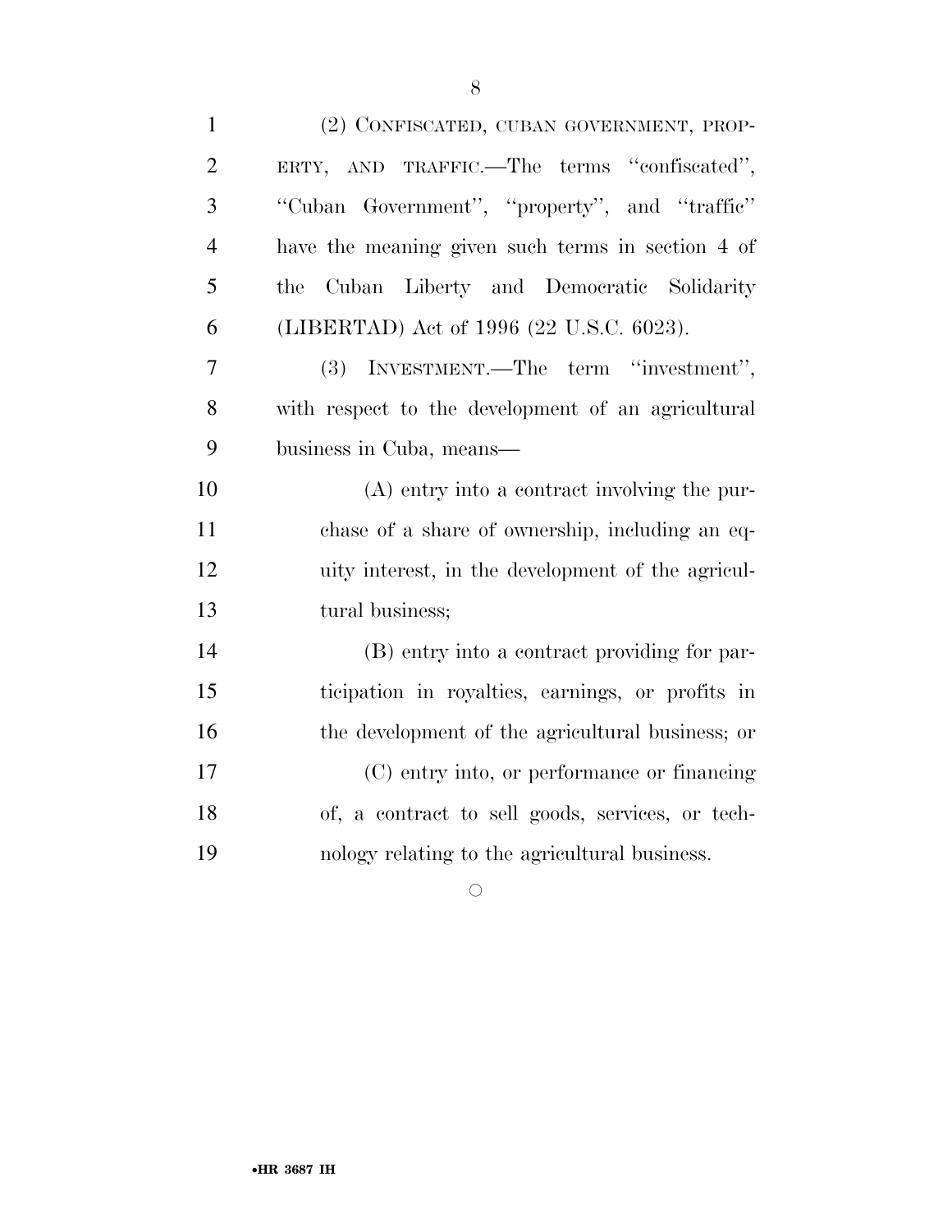(2) CONFISCATED, CUBAN GOVERNMENT, PROPERTY, AND TRAFFIC.—The terms ''confiscated'', ''Cuban Government'', ''property'', and ''traffic'' have the meaning given such terms in section 4 of the Cuban Liberty and Democratic Solidarity (LIBERTAD) Act of 1996 (22 U.S.C. 6023).

(3) INVESTMENT.—The term ''investment'', with respect to the development of an agricultural business in Cuba, means—

(A) entry into a contract involving the purchase of a share of ownership, including an equity interest, in the development of the agricultural business;

(B) entry into a contract providing for participation in royalties, earnings, or profits in the development of the agricultural business; or

(C) entry into, or performance or financing of, a contract to sell goods, services, or technology relating to the agricultural business.

○